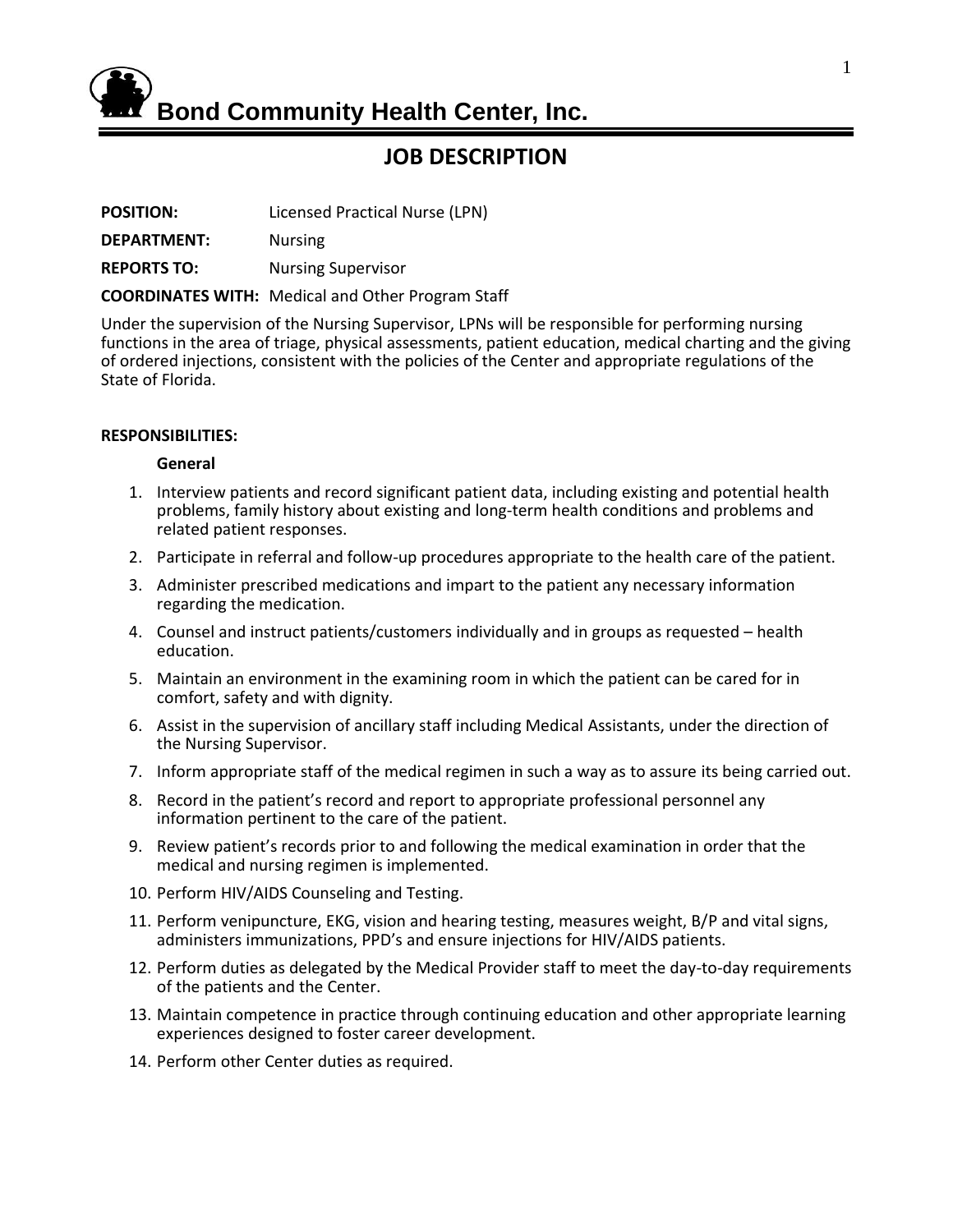# Bond Community Health Center, Inc.

## JOB DESCRIPTION

**POSITION:** Licensed Practical Nurse (LPN)

**DEPARTMENT:** Nursing

**REPORTS TO:** Nursing Supervisor

**COORDINATES WITH:** Medical and Other Program Staff

Under the supervision of the Nursing Supervisor, LPNs will be responsible for performing nursing functions in the area of triage, physical assessments, patient education, medical charting and the giving of ordered injections, consistent with the policies of the Center and appropriate regulations of the State of Florida.

**RESPONSIBILITIES:**

**General**

1. Interview patients and record significant patient data, including existing and potential health problems, family history about existing and long-term health conditions and problems and related patient responses.
2. Participate in referral and follow-up procedures appropriate to the health care of the patient.
3. Administer prescribed medications and impart to the patient any necessary information regarding the medication.
4. Counsel and instruct patients/customers individually and in groups as requested – health education.
5. Maintain an environment in the examining room in which the patient can be cared for in comfort, safety and with dignity.
6. Assist in the supervision of ancillary staff including Medical Assistants, under the direction of the Nursing Supervisor.
7. Inform appropriate staff of the medical regimen in such a way as to assure its being carried out.
8. Record in the patient's record and report to appropriate professional personnel any information pertinent to the care of the patient.
9. Review patient's records prior to and following the medical examination in order that the medical and nursing regimen is implemented.
10. Perform HIV/AIDS Counseling and Testing.
11. Perform venipuncture, EKG, vision and hearing testing, measures weight, B/P and vital signs, administers immunizations, PPD's and ensure injections for HIV/AIDS patients.
12. Perform duties as delegated by the Medical Provider staff to meet the day-to-day requirements of the patients and the Center.
13. Maintain competence in practice through continuing education and other appropriate learning experiences designed to foster career development.
14. Perform other Center duties as required.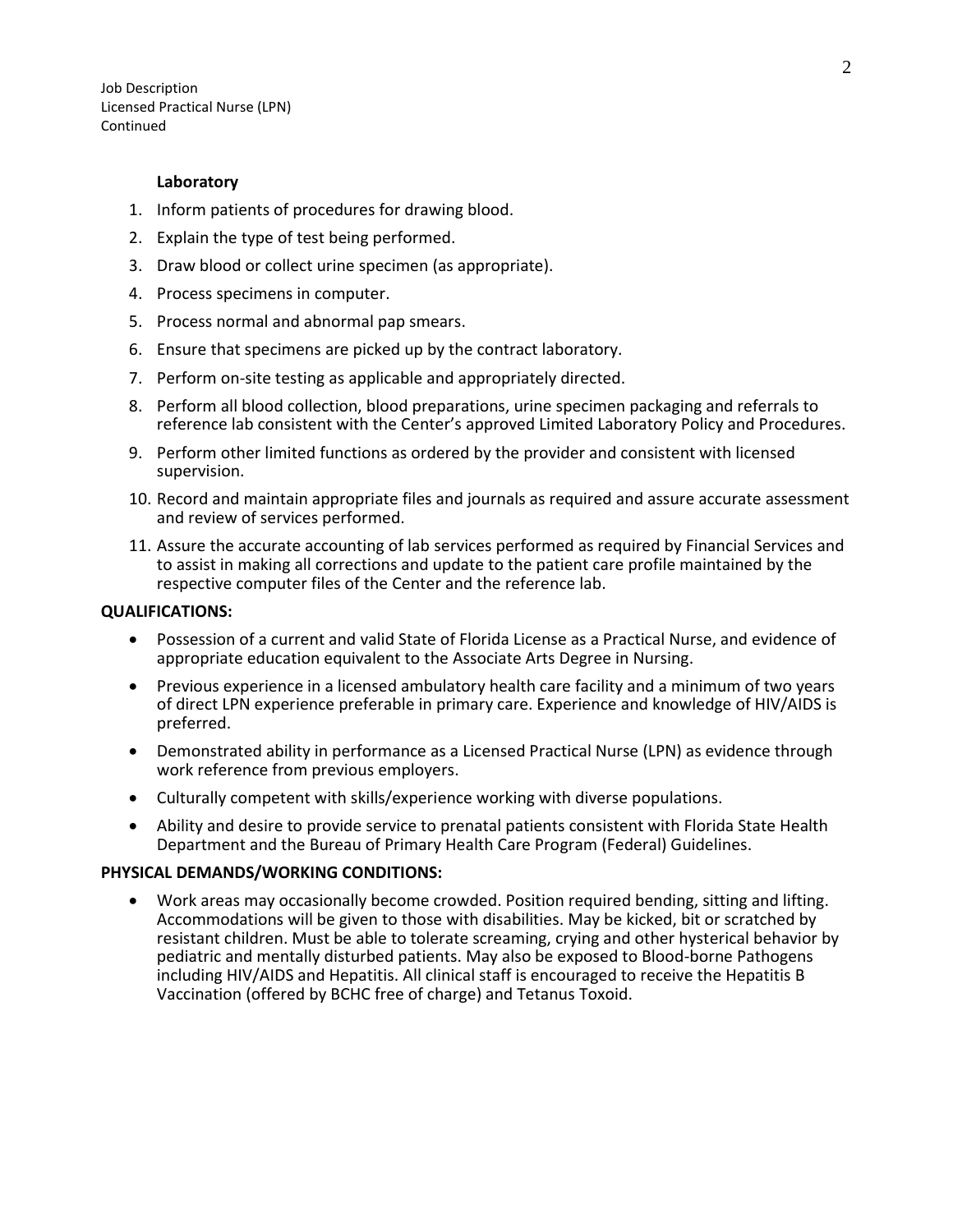**Laboratory**

1. Inform patients of procedures for drawing blood.
2. Explain the type of test being performed.
3. Draw blood or collect urine specimen (as appropriate).
4. Process specimens in computer.
5. Process normal and abnormal pap smears.
6. Ensure that specimens are picked up by the contract laboratory.
7. Perform on-site testing as applicable and appropriately directed.
8. Perform all blood collection, blood preparations, urine specimen packaging and referrals to reference lab consistent with the Center's approved Limited Laboratory Policy and Procedures.
9. Perform other limited functions as ordered by the provider and consistent with licensed supervision.
10. Record and maintain appropriate files and journals as required and assure accurate assessment and review of services performed.
11. Assure the accurate accounting of lab services performed as required by Financial Services and to assist in making all corrections and update to the patient care profile maintained by the respective computer files of the Center and the reference lab.

**QUALIFICATIONS:**

- Possession of a current and valid State of Florida License as a Practical Nurse, and evidence of appropriate education equivalent to the Associate Arts Degree in Nursing.
- Previous experience in a licensed ambulatory health care facility and a minimum of two years of direct LPN experience preferable in primary care. Experience and knowledge of HIV/AIDS is preferred.
- Demonstrated ability in performance as a Licensed Practical Nurse (LPN) as evidence through work reference from previous employers.
- Culturally competent with skills/experience working with diverse populations.
- Ability and desire to provide service to prenatal patients consistent with Florida State Health Department and the Bureau of Primary Health Care Program (Federal) Guidelines.

**PHYSICAL DEMANDS/WORKING CONDITIONS:**

- Work areas may occasionally become crowded. Position required bending, sitting and lifting. Accommodations will be given to those with disabilities. May be kicked, bit or scratched by resistant children. Must be able to tolerate screaming, crying and other hysterical behavior by pediatric and mentally disturbed patients. May also be exposed to Blood-borne Pathogens including HIV/AIDS and Hepatitis. All clinical staff is encouraged to receive the Hepatitis B Vaccination (offered by BCHC free of charge) and Tetanus Toxoid.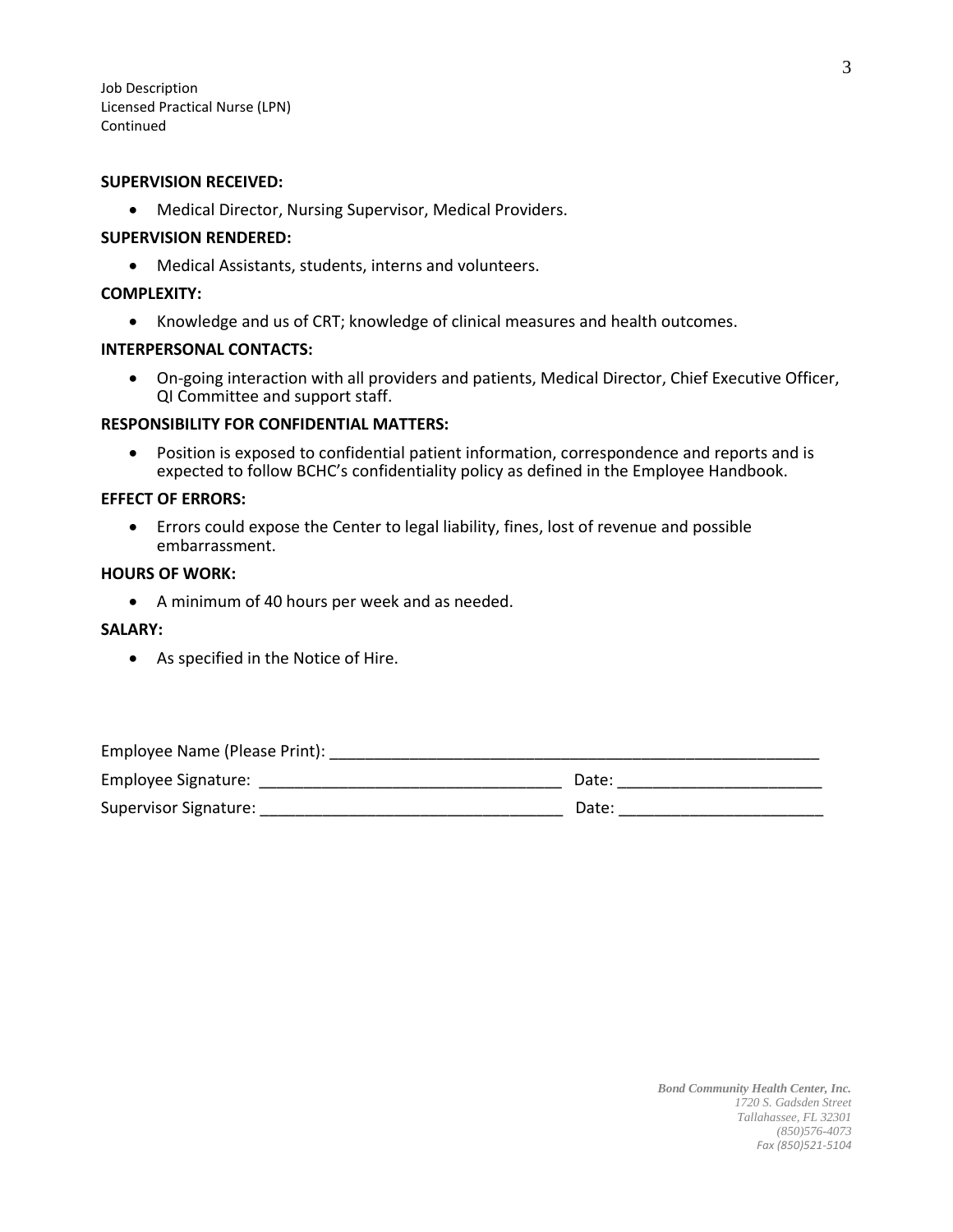Job Description
Licensed Practical Nurse (LPN)
Continued

**SUPERVISION RECEIVED:**

- Medical Director, Nursing Supervisor, Medical Providers.

**SUPERVISION RENDERED:**

- Medical Assistants, students, interns and volunteers.

**COMPLEXITY:**

- Knowledge and us of CRT; knowledge of clinical measures and health outcomes.

**INTERPERSONAL CONTACTS:**

- On-going interaction with all providers and patients, Medical Director, Chief Executive Officer, QI Committee and support staff.

**RESPONSIBILITY FOR CONFIDENTIAL MATTERS:**

- Position is exposed to confidential patient information, correspondence and reports and is expected to follow BCHC's confidentiality policy as defined in the Employee Handbook.

**EFFECT OF ERRORS:**

- Errors could expose the Center to legal liability, fines, lost of revenue and possible embarrassment.

**HOURS OF WORK:**

- A minimum of 40 hours per week and as needed.

**SALARY:**

- As specified in the Notice of Hire.

Employee Name (Please Print): ________________________________________________________

Employee Signature: _________________________________ Date: ______________________

Supervisor Signature: _________________________________ Date: ______________________

***Bond Community Health Center, Inc.***
*1720 S. Gadsden Street*
*Tallahassee, FL 32301*
*(850)576-4073*
*Fax (850)521-5104*